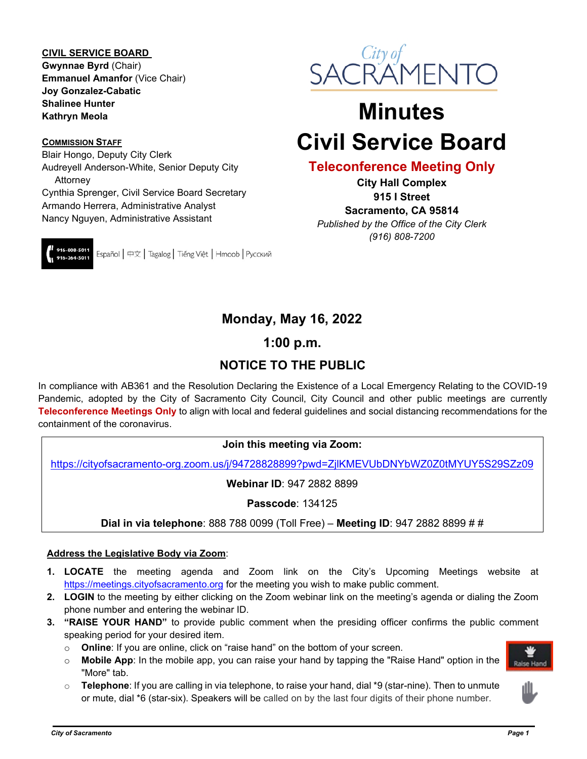**CIVIL SERVICE BOARD**
**Gwynnae Byrd** (Chair)
**Emmanuel Amanfor** (Vice Chair)
**Joy Gonzalez-Cabatic**
**Shalinee Hunter**
**Kathryn Meola**

**COMMISSION STAFF**
Blair Hongo, Deputy City Clerk
Audreyell Anderson-White, Senior Deputy City Attorney
Cynthia Sprenger, Civil Service Board Secretary
Armando Herrera, Administrative Analyst
Nancy Nguyen, Administrative Assistant

916-808-5011
916-264-5011
Español | 中文 | Tagalog | Tiếng Việt | Hmoob | Русский

City of SACRAMENTO

# Minutes

# Civil Service Board

## Teleconference Meeting Only

**City Hall Complex**
**915 I Street**
**Sacramento, CA 95814**
*Published by the Office of the City Clerk*
*(916) 808-7200*

## Monday, May 16, 2022

## 1:00 p.m.

## NOTICE TO THE PUBLIC

In compliance with AB361 and the Resolution Declaring the Existence of a Local Emergency Relating to the COVID-19 Pandemic, adopted by the City of Sacramento City Council, City Council and other public meetings are currently **Teleconference Meetings Only** to align with local and federal guidelines and social distancing recommendations for the containment of the coronavirus.

**Join this meeting via Zoom:**

https://cityofsacramento-org.zoom.us/j/94728828899?pwd=ZjlKMEVUbDNYbWZ0Z0tMYUY5S29SZz09

**Webinar ID**: 947 2882 8899

**Passcode**: 134125

**Dial in via telephone**: 888 788 0099 (Toll Free) – **Meeting ID**: 947 2882 8899 # #

**Address the Legislative Body via Zoom**:

1. **LOCATE** the meeting agenda and Zoom link on the City's Upcoming Meetings website at https://meetings.cityofsacramento.org for the meeting you wish to make public comment.
2. **LOGIN** to the meeting by either clicking on the Zoom webinar link on the meeting's agenda or dialing the Zoom phone number and entering the webinar ID.
3. **"RAISE YOUR HAND"** to provide public comment when the presiding officer confirms the public comment speaking period for your desired item.
   - **Online**: If you are online, click on "raise hand" on the bottom of your screen.
   - **Mobile App**: In the mobile app, you can raise your hand by tapping the "Raise Hand" option in the "More" tab.
   - **Telephone**: If you are calling in via telephone, to raise your hand, dial *9 (star-nine). Then to unmute or mute, dial *6 (star-six). Speakers will be called on by the last four digits of their phone number.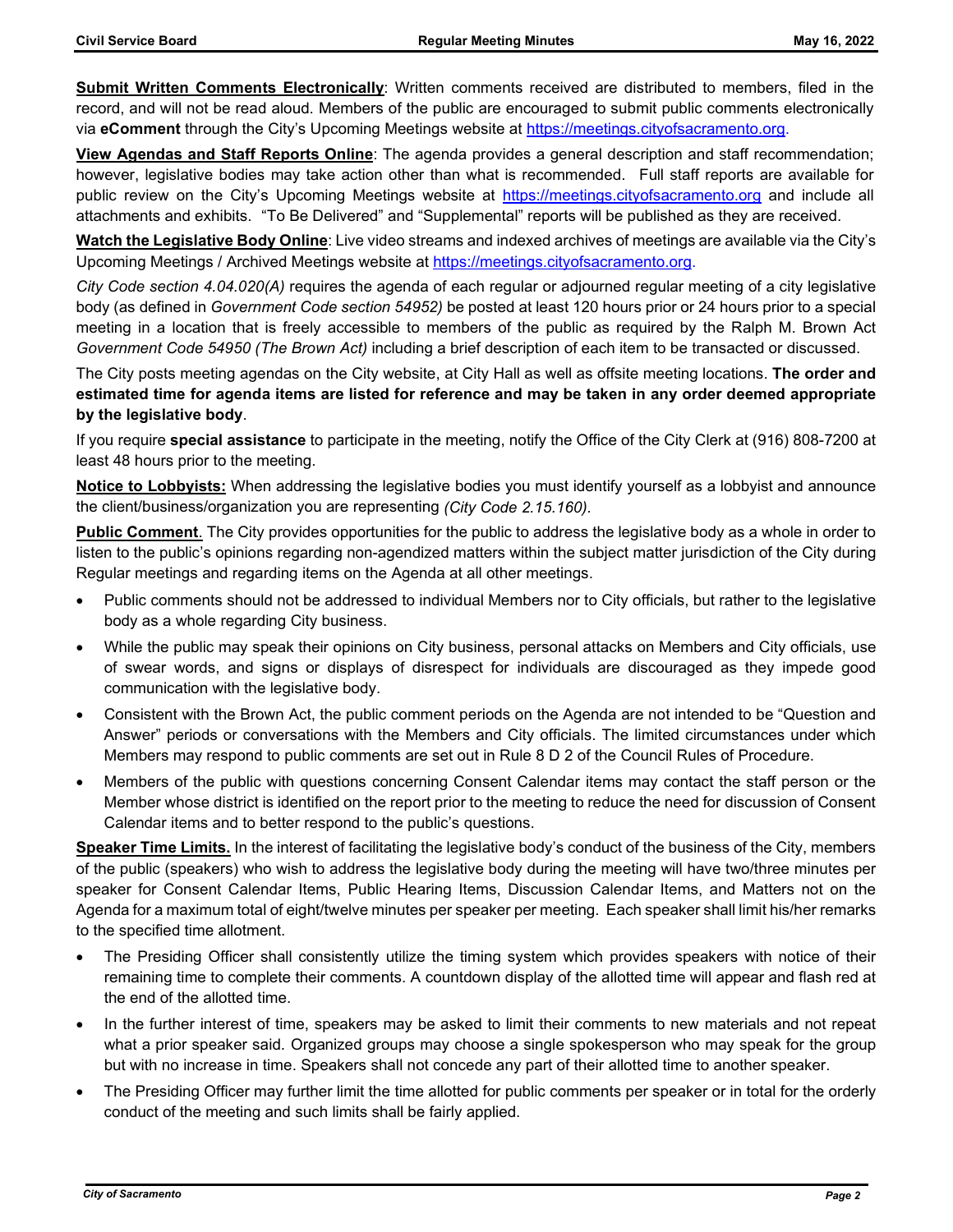**Submit Written Comments Electronically**: Written comments received are distributed to members, filed in the record, and will not be read aloud. Members of the public are encouraged to submit public comments electronically via **eComment** through the City's Upcoming Meetings website at https://meetings.cityofsacramento.org.

**View Agendas and Staff Reports Online**: The agenda provides a general description and staff recommendation; however, legislative bodies may take action other than what is recommended. Full staff reports are available for public review on the City's Upcoming Meetings website at https://meetings.cityofsacramento.org and include all attachments and exhibits. "To Be Delivered" and "Supplemental" reports will be published as they are received.

**Watch the Legislative Body Online**: Live video streams and indexed archives of meetings are available via the City's Upcoming Meetings / Archived Meetings website at https://meetings.cityofsacramento.org.

*City Code section 4.04.020(A)* requires the agenda of each regular or adjourned regular meeting of a city legislative body (as defined in *Government Code section 54952)* be posted at least 120 hours prior or 24 hours prior to a special meeting in a location that is freely accessible to members of the public as required by the Ralph M. Brown Act *Government Code 54950 (The Brown Act)* including a brief description of each item to be transacted or discussed.

The City posts meeting agendas on the City website, at City Hall as well as offsite meeting locations. **The order and estimated time for agenda items are listed for reference and may be taken in any order deemed appropriate by the legislative body**.

If you require **special assistance** to participate in the meeting, notify the Office of the City Clerk at (916) 808-7200 at least 48 hours prior to the meeting.

**Notice to Lobbyists:** When addressing the legislative bodies you must identify yourself as a lobbyist and announce the client/business/organization you are representing *(City Code 2.15.160).*

**Public Comment**. The City provides opportunities for the public to address the legislative body as a whole in order to listen to the public's opinions regarding non-agendized matters within the subject matter jurisdiction of the City during Regular meetings and regarding items on the Agenda at all other meetings.

- Public comments should not be addressed to individual Members nor to City officials, but rather to the legislative body as a whole regarding City business.
- While the public may speak their opinions on City business, personal attacks on Members and City officials, use of swear words, and signs or displays of disrespect for individuals are discouraged as they impede good communication with the legislative body.
- Consistent with the Brown Act, the public comment periods on the Agenda are not intended to be "Question and Answer" periods or conversations with the Members and City officials. The limited circumstances under which Members may respond to public comments are set out in Rule 8 D 2 of the Council Rules of Procedure.
- Members of the public with questions concerning Consent Calendar items may contact the staff person or the Member whose district is identified on the report prior to the meeting to reduce the need for discussion of Consent Calendar items and to better respond to the public's questions.

**Speaker Time Limits.** In the interest of facilitating the legislative body's conduct of the business of the City, members of the public (speakers) who wish to address the legislative body during the meeting will have two/three minutes per speaker for Consent Calendar Items, Public Hearing Items, Discussion Calendar Items, and Matters not on the Agenda for a maximum total of eight/twelve minutes per speaker per meeting. Each speaker shall limit his/her remarks to the specified time allotment.

- The Presiding Officer shall consistently utilize the timing system which provides speakers with notice of their remaining time to complete their comments. A countdown display of the allotted time will appear and flash red at the end of the allotted time.
- In the further interest of time, speakers may be asked to limit their comments to new materials and not repeat what a prior speaker said. Organized groups may choose a single spokesperson who may speak for the group but with no increase in time. Speakers shall not concede any part of their allotted time to another speaker.
- The Presiding Officer may further limit the time allotted for public comments per speaker or in total for the orderly conduct of the meeting and such limits shall be fairly applied.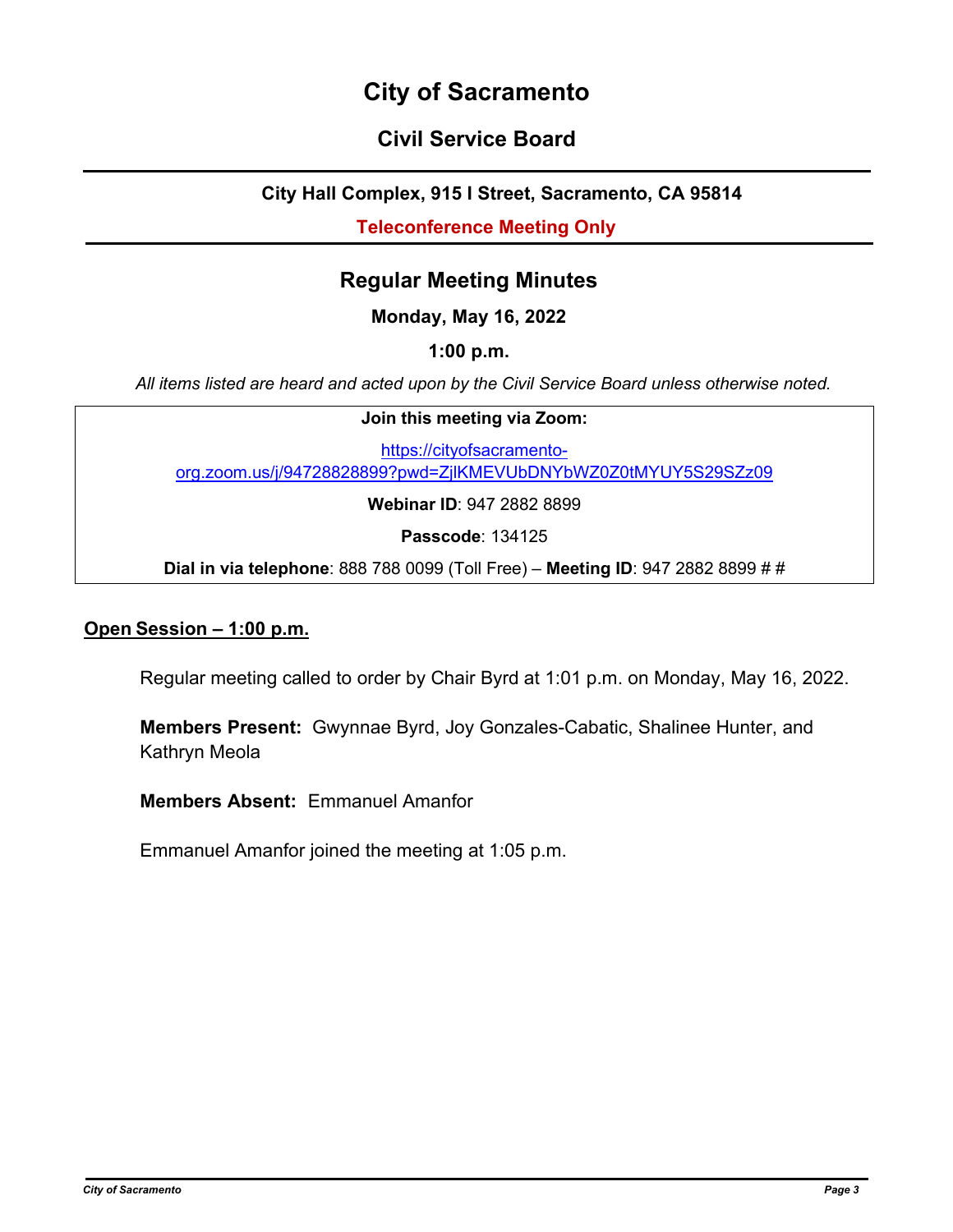# City of Sacramento

## Civil Service Board

**City Hall Complex, 915 I Street, Sacramento, CA 95814**

**Teleconference Meeting Only**

## Regular Meeting Minutes

**Monday, May 16, 2022**

**1:00 p.m.**

*All items listed are heard and acted upon by the Civil Service Board unless otherwise noted.*

**Join this meeting via Zoom:**

https://cityofsacramento-org.zoom.us/j/94728828899?pwd=ZjlKMEVUbDNYbWZ0Z0tMYUY5S29SZz09

**Webinar ID**: 947 2882 8899

**Passcode**: 134125

**Dial in via telephone**: 888 788 0099 (Toll Free) – **Meeting ID**: 947 2882 8899 # #

**Open Session – 1:00 p.m.**

Regular meeting called to order by Chair Byrd at 1:01 p.m. on Monday, May 16, 2022.

**Members Present:** Gwynnae Byrd, Joy Gonzales-Cabatic, Shalinee Hunter, and Kathryn Meola

**Members Absent:** Emmanuel Amanfor

Emmanuel Amanfor joined the meeting at 1:05 p.m.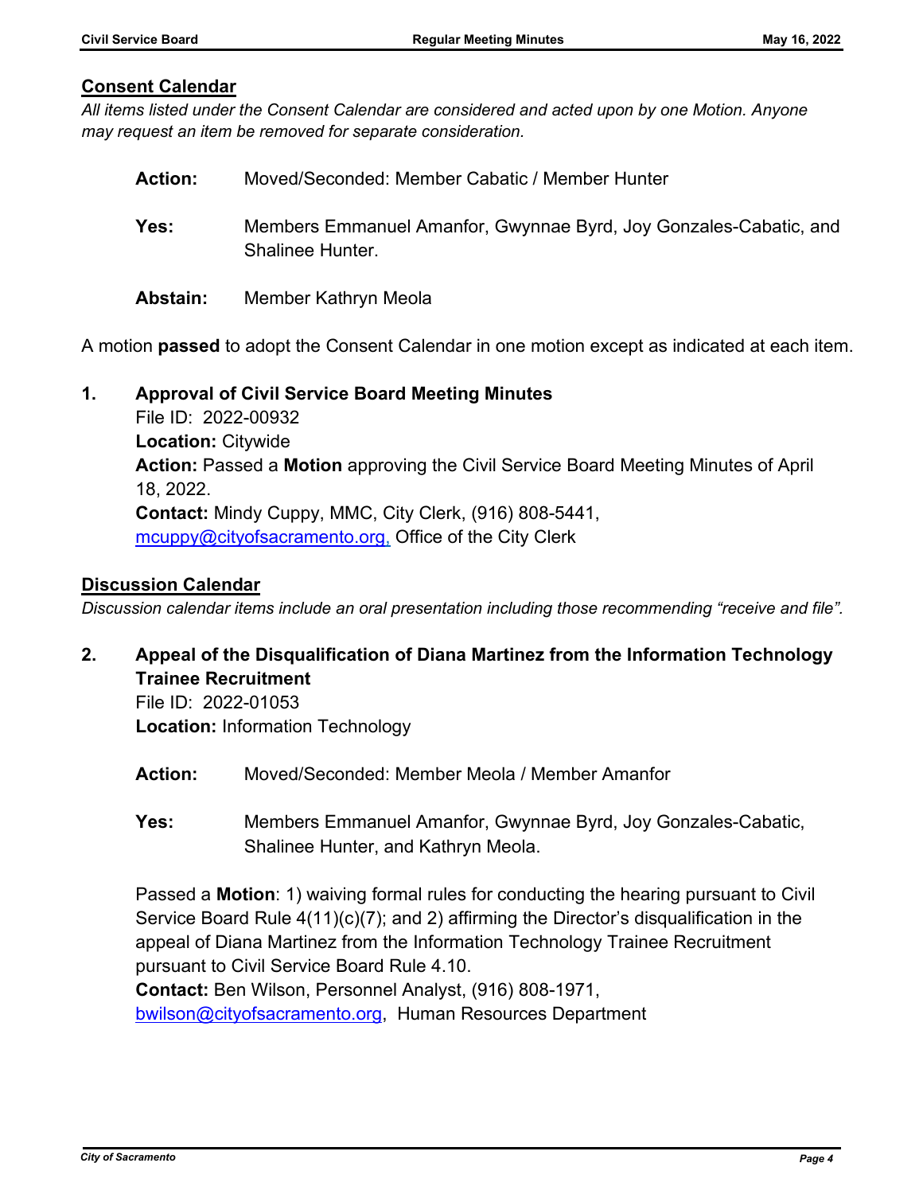## Consent Calendar

*All items listed under the Consent Calendar are considered and acted upon by one Motion. Anyone may request an item be removed for separate consideration.*

**Action:** Moved/Seconded: Member Cabatic / Member Hunter

**Yes:** Members Emmanuel Amanfor, Gwynnae Byrd, Joy Gonzales-Cabatic, and Shalinee Hunter.

**Abstain:** Member Kathryn Meola

A motion **passed** to adopt the Consent Calendar in one motion except as indicated at each item.

**1. Approval of Civil Service Board Meeting Minutes**

File ID: 2022-00932

**Location:** Citywide

**Action:** Passed a **Motion** approving the Civil Service Board Meeting Minutes of April 18, 2022.

**Contact:** Mindy Cuppy, MMC, City Clerk, (916) 808-5441, mcuppy@cityofsacramento.org, Office of the City Clerk

## Discussion Calendar

*Discussion calendar items include an oral presentation including those recommending "receive and file".*

**2. Appeal of the Disqualification of Diana Martinez from the Information Technology Trainee Recruitment**

File ID: 2022-01053

**Location:** Information Technology

**Action:** Moved/Seconded: Member Meola / Member Amanfor

**Yes:** Members Emmanuel Amanfor, Gwynnae Byrd, Joy Gonzales-Cabatic, Shalinee Hunter, and Kathryn Meola.

Passed a **Motion**: 1) waiving formal rules for conducting the hearing pursuant to Civil Service Board Rule 4(11)(c)(7); and 2) affirming the Director's disqualification in the appeal of Diana Martinez from the Information Technology Trainee Recruitment pursuant to Civil Service Board Rule 4.10.

**Contact:** Ben Wilson, Personnel Analyst, (916) 808-1971, bwilson@cityofsacramento.org, Human Resources Department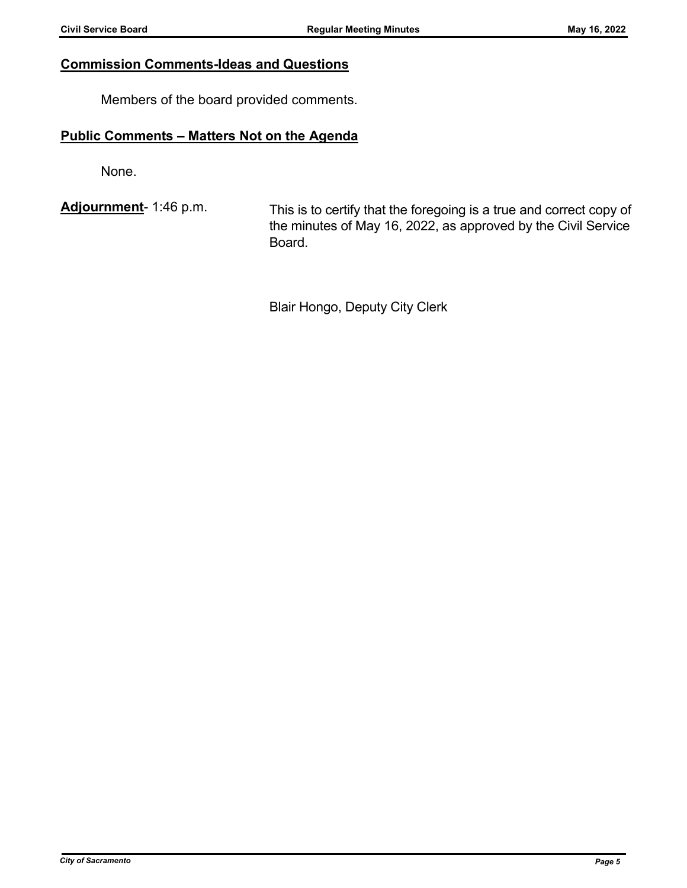**<u>Commission Comments-Ideas and Questions</u>**

Members of the board provided comments.

**<u>Public Comments – Matters Not on the Agenda</u>**

None.

**<u>Adjournment</u>**- 1:46 p.m.

This is to certify that the foregoing is a true and correct copy of the minutes of May 16, 2022, as approved by the Civil Service Board.

Blair Hongo, Deputy City Clerk